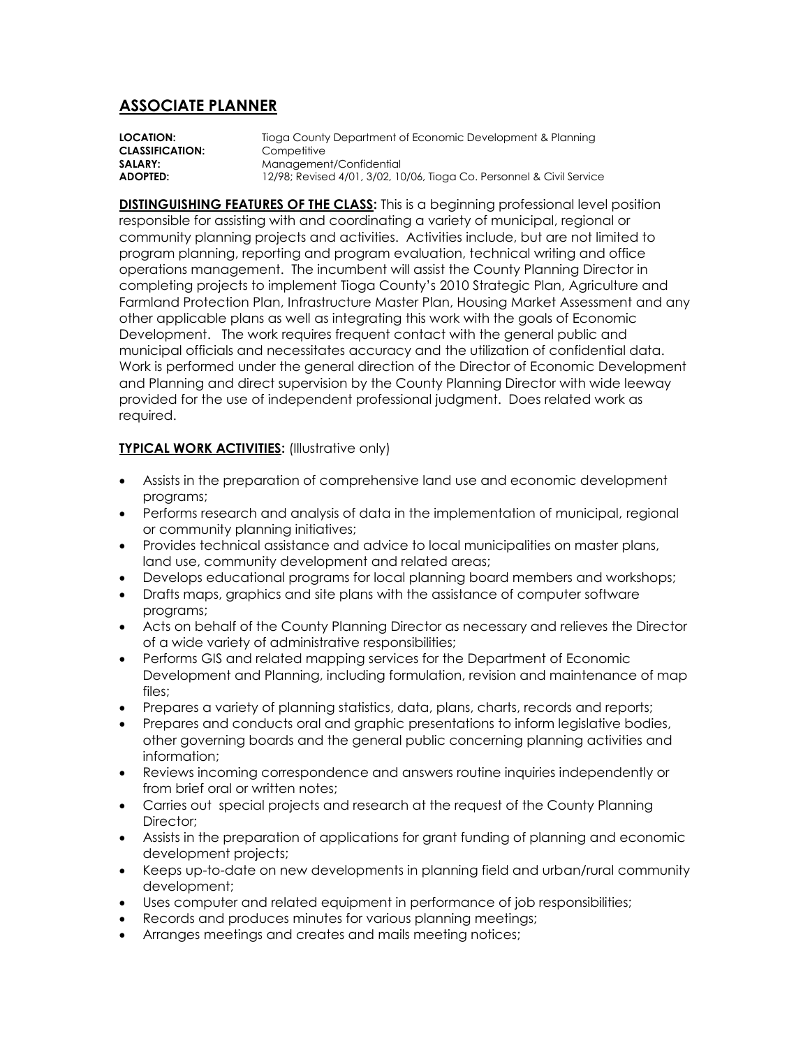# ASSOCIATE PLANNER

**LOCATION:** Tioga County Department of Economic Development & Planning
**CLASSIFICATION:** Competitive
**SALARY:** Management/Confidential
**ADOPTED:** 12/98; Revised 4/01, 3/02, 10/06, Tioga Co. Personnel & Civil Service

**DISTINGUISHING FEATURES OF THE CLASS:** This is a beginning professional level position responsible for assisting with and coordinating a variety of municipal, regional or community planning projects and activities. Activities include, but are not limited to program planning, reporting and program evaluation, technical writing and office operations management. The incumbent will assist the County Planning Director in completing projects to implement Tioga County's 2010 Strategic Plan, Agriculture and Farmland Protection Plan, Infrastructure Master Plan, Housing Market Assessment and any other applicable plans as well as integrating this work with the goals of Economic Development. The work requires frequent contact with the general public and municipal officials and necessitates accuracy and the utilization of confidential data. Work is performed under the general direction of the Director of Economic Development and Planning and direct supervision by the County Planning Director with wide leeway provided for the use of independent professional judgment. Does related work as required.

**TYPICAL WORK ACTIVITIES:** (Illustrative only)

- Assists in the preparation of comprehensive land use and economic development programs;
- Performs research and analysis of data in the implementation of municipal, regional or community planning initiatives;
- Provides technical assistance and advice to local municipalities on master plans, land use, community development and related areas;
- Develops educational programs for local planning board members and workshops;
- Drafts maps, graphics and site plans with the assistance of computer software programs;
- Acts on behalf of the County Planning Director as necessary and relieves the Director of a wide variety of administrative responsibilities;
- Performs GIS and related mapping services for the Department of Economic Development and Planning, including formulation, revision and maintenance of map files;
- Prepares a variety of planning statistics, data, plans, charts, records and reports;
- Prepares and conducts oral and graphic presentations to inform legislative bodies, other governing boards and the general public concerning planning activities and information;
- Reviews incoming correspondence and answers routine inquiries independently or from brief oral or written notes;
- Carries out special projects and research at the request of the County Planning Director;
- Assists in the preparation of applications for grant funding of planning and economic development projects;
- Keeps up-to-date on new developments in planning field and urban/rural community development;
- Uses computer and related equipment in performance of job responsibilities;
- Records and produces minutes for various planning meetings;
- Arranges meetings and creates and mails meeting notices;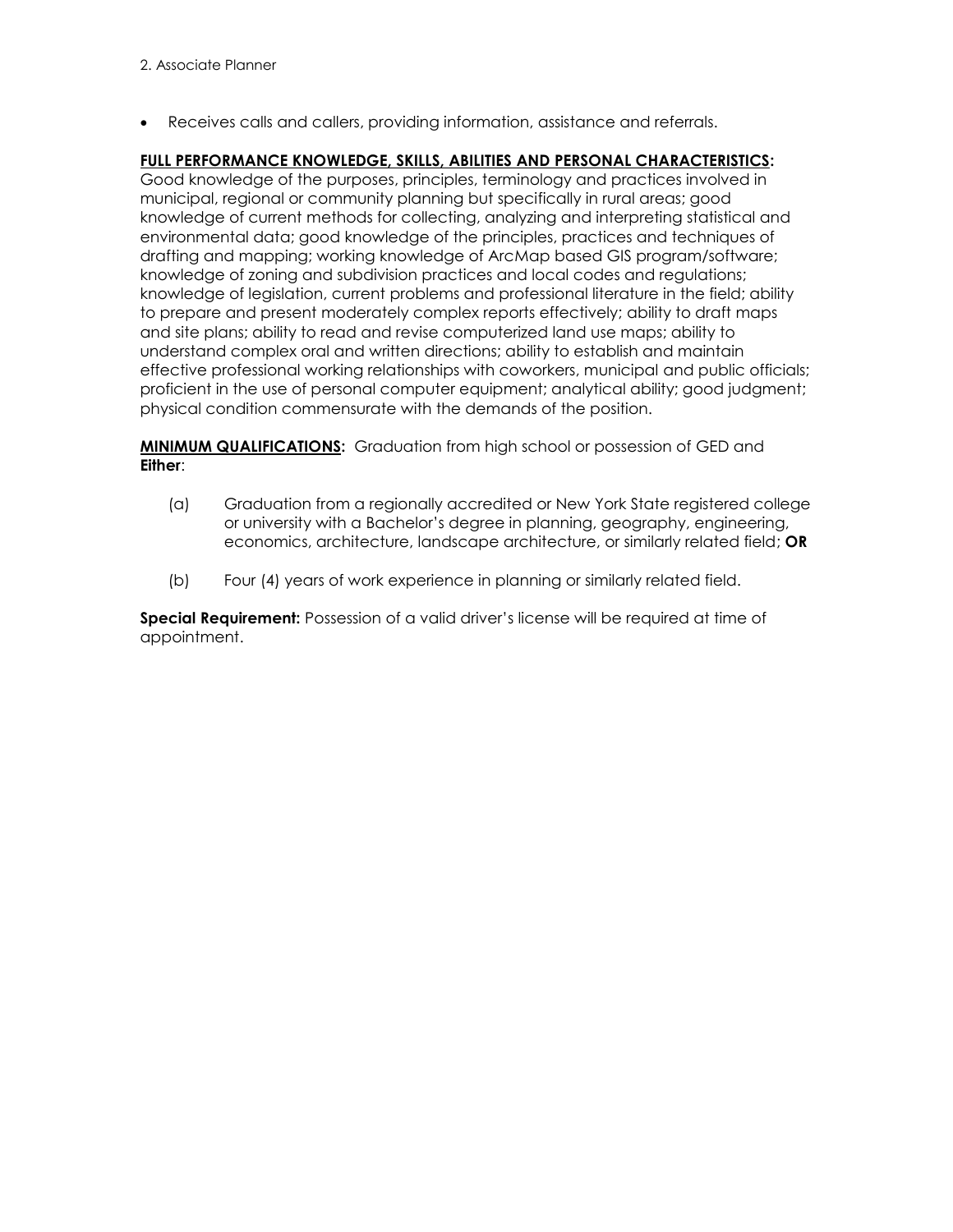- Receives calls and callers, providing information, assistance and referrals.

**FULL PERFORMANCE KNOWLEDGE, SKILLS, ABILITIES AND PERSONAL CHARACTERISTICS:** Good knowledge of the purposes, principles, terminology and practices involved in municipal, regional or community planning but specifically in rural areas; good knowledge of current methods for collecting, analyzing and interpreting statistical and environmental data; good knowledge of the principles, practices and techniques of drafting and mapping; working knowledge of ArcMap based GIS program/software; knowledge of zoning and subdivision practices and local codes and regulations; knowledge of legislation, current problems and professional literature in the field; ability to prepare and present moderately complex reports effectively; ability to draft maps and site plans; ability to read and revise computerized land use maps; ability to understand complex oral and written directions; ability to establish and maintain effective professional working relationships with coworkers, municipal and public officials; proficient in the use of personal computer equipment; analytical ability; good judgment; physical condition commensurate with the demands of the position.

**MINIMUM QUALIFICATIONS:** Graduation from high school or possession of GED and **Either**:

(a) Graduation from a regionally accredited or New York State registered college or university with a Bachelor's degree in planning, geography, engineering, economics, architecture, landscape architecture, or similarly related field; **OR**

(b) Four (4) years of work experience in planning or similarly related field.

**Special Requirement:** Possession of a valid driver's license will be required at time of appointment.